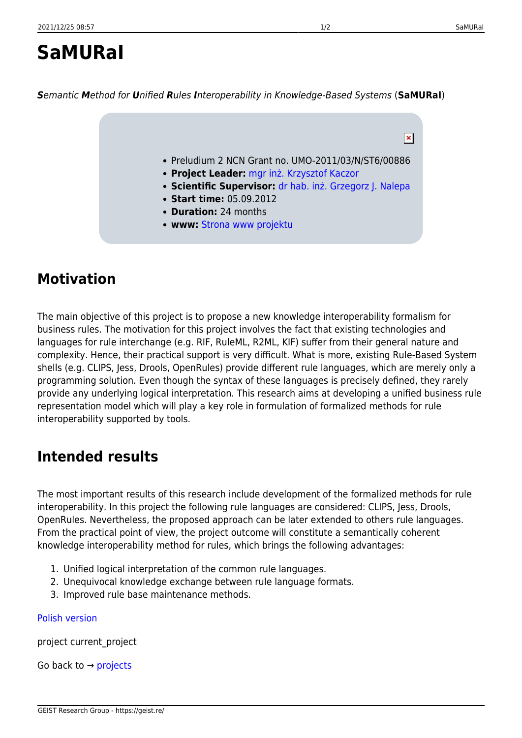# SaMURaI

***S**emantic **M**ethod for **U**nified **R**ules **I**nteroperability in Knowledge-Based Systems* (**SaMURaI**)

- Preludium 2 NCN Grant no. UMO-2011/03/N/ST6/00886
- **Project Leader:** mgr inż. Krzysztof Kaczor
- **Scientific Supervisor:** dr hab. inż. Grzegorz J. Nalepa
- **Start time:** 05.09.2012
- **Duration:** 24 months
- **www:** Strona www projektu

## Motivation

The main objective of this project is to propose a new knowledge interoperability formalism for business rules. The motivation for this project involves the fact that existing technologies and languages for rule interchange (e.g. RIF, RuleML, R2ML, KIF) suffer from their general nature and complexity. Hence, their practical support is very difficult. What is more, existing Rule-Based System shells (e.g. CLIPS, Jess, Drools, OpenRules) provide different rule languages, which are merely only a programming solution. Even though the syntax of these languages is precisely defined, they rarely provide any underlying logical interpretation. This research aims at developing a unified business rule representation model which will play a key role in formulation of formalized methods for rule interoperability supported by tools.

## Intended results

The most important results of this research include development of the formalized methods for rule interoperability. In this project the following rule languages are considered: CLIPS, Jess, Drools, OpenRules. Nevertheless, the proposed approach can be later extended to others rule languages. From the practical point of view, the project outcome will constitute a semantically coherent knowledge interoperability method for rules, which brings the following advantages:

1. Unified logical interpretation of the common rule languages.
2. Unequivocal knowledge exchange between rule language formats.
3. Improved rule base maintenance methods.

Polish version

project current_project

Go back to → projects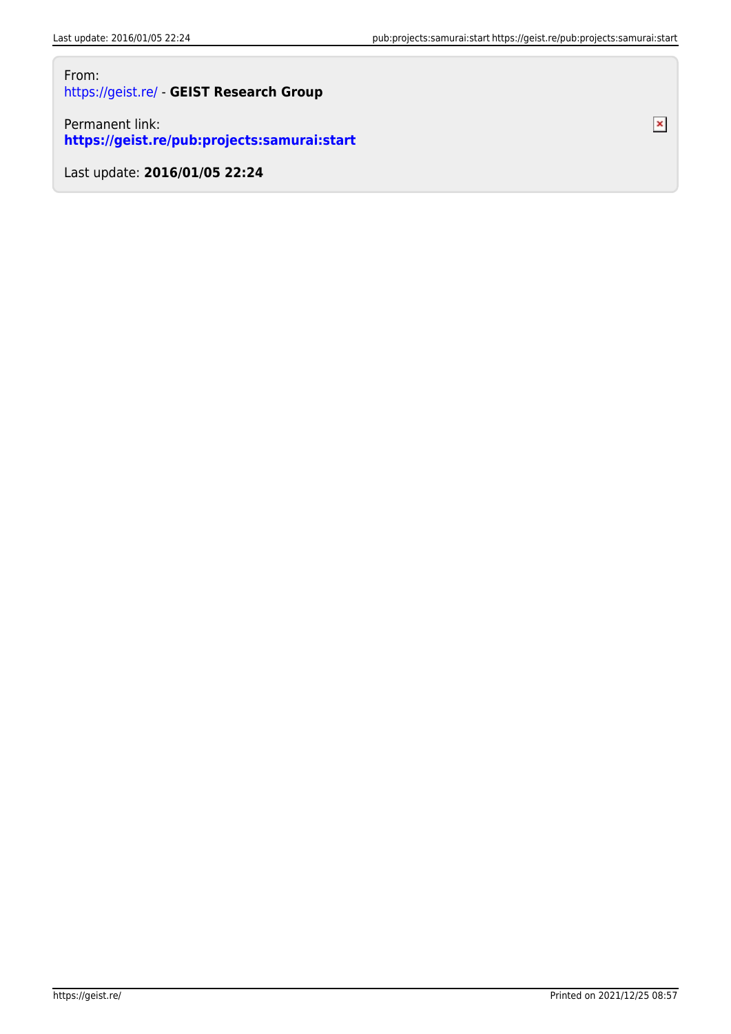From:
https://geist.re/ - **GEIST Research Group**

Permanent link:
**https://geist.re/pub:projects:samurai:start**

Last update: **2016/01/05 22:24**